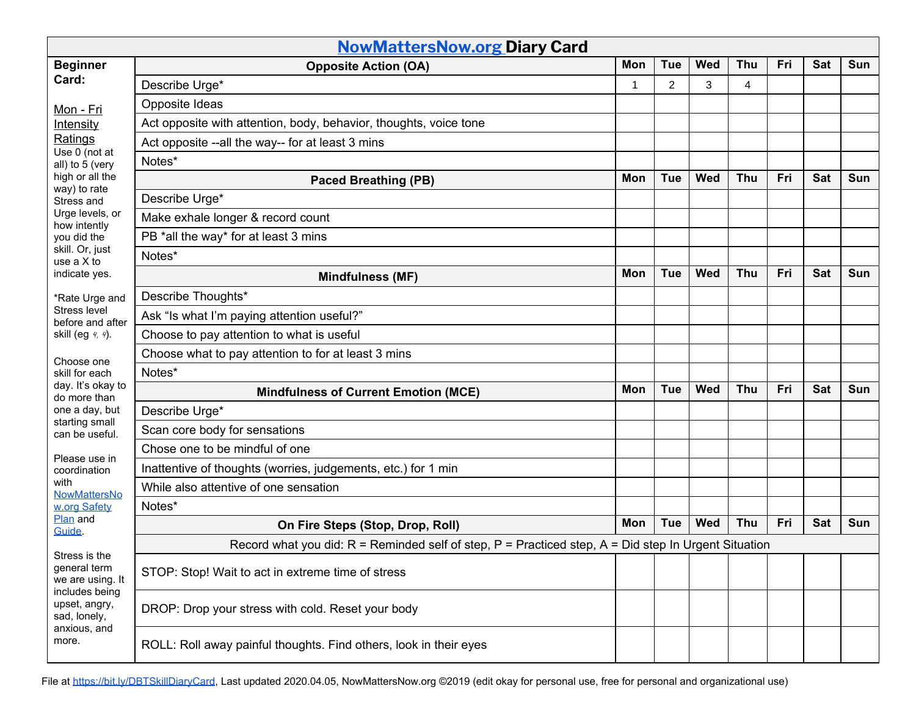# [NowMattersNow.org](https://NowMattersNow.org) Diary Card

**Beginner Card:**

Mon - Fri Intensity Ratings
Use 0 (not at all) to 5 (very high or all the way) to rate Stress and Urge levels, or how intently you did the skill. Or, just use a X to indicate yes.

*Rate Urge and Stress level before and after skill (eg ⁴⁄, ⁴⁄).

Choose one skill for each day. It's okay to do more than one a day, but starting small can be useful.

Please use in coordination with NowMattersNow.org Safety Plan and Guide.

Stress is the general term we are using. It includes being upset, angry, sad, lonely, anxious, and more.

| **Opposite Action (OA)** | **Mon** | **Tue** | **Wed** | **Thu** | **Fri** | **Sat** | **Sun** |
|---|---|---|---|---|---|---|---|
| Describe Urge* | 1 | 2 | 3 | 4 | | | |
| Opposite Ideas | | | | | | | |
| Act opposite with attention, body, behavior, thoughts, voice tone | | | | | | | |
| Act opposite --all the way-- for at least 3 mins | | | | | | | |
| Notes* | | | | | | | |
| **Paced Breathing (PB)** | **Mon** | **Tue** | **Wed** | **Thu** | **Fri** | **Sat** | **Sun** |
| Describe Urge* | | | | | | | |
| Make exhale longer & record count | | | | | | | |
| PB *all the way* for at least 3 mins | | | | | | | |
| Notes* | | | | | | | |
| **Mindfulness (MF)** | **Mon** | **Tue** | **Wed** | **Thu** | **Fri** | **Sat** | **Sun** |
| Describe Thoughts* | | | | | | | |
| Ask "Is what I'm paying attention useful?" | | | | | | | |
| Choose to pay attention to what is useful | | | | | | | |
| Choose what to pay attention to for at least 3 mins | | | | | | | |
| Notes* | | | | | | | |
| **Mindfulness of Current Emotion (MCE)** | **Mon** | **Tue** | **Wed** | **Thu** | **Fri** | **Sat** | **Sun** |
| Describe Urge* | | | | | | | |
| Scan core body for sensations | | | | | | | |
| Chose one to be mindful of one | | | | | | | |
| Inattentive of thoughts (worries, judgements, etc.) for 1 min | | | | | | | |
| While also attentive of one sensation | | | | | | | |
| Notes* | | | | | | | |
| **On Fire Steps (Stop, Drop, Roll)** | **Mon** | **Tue** | **Wed** | **Thu** | **Fri** | **Sat** | **Sun** |
| Record what you did: R = Reminded self of step, P = Practiced step, A = Did step In Urgent Situation | | | | | | | |
| STOP: Stop! Wait to act in extreme time of stress | | | | | | | |
| DROP: Drop your stress with cold. Reset your body | | | | | | | |
| ROLL: Roll away painful thoughts. Find others, look in their eyes | | | | | | | |

File at https://bit.ly/DBTSkillDiaryCard, Last updated 2020.04.05, NowMattersNow.org ©2019 (edit okay for personal use, free for personal and organizational use)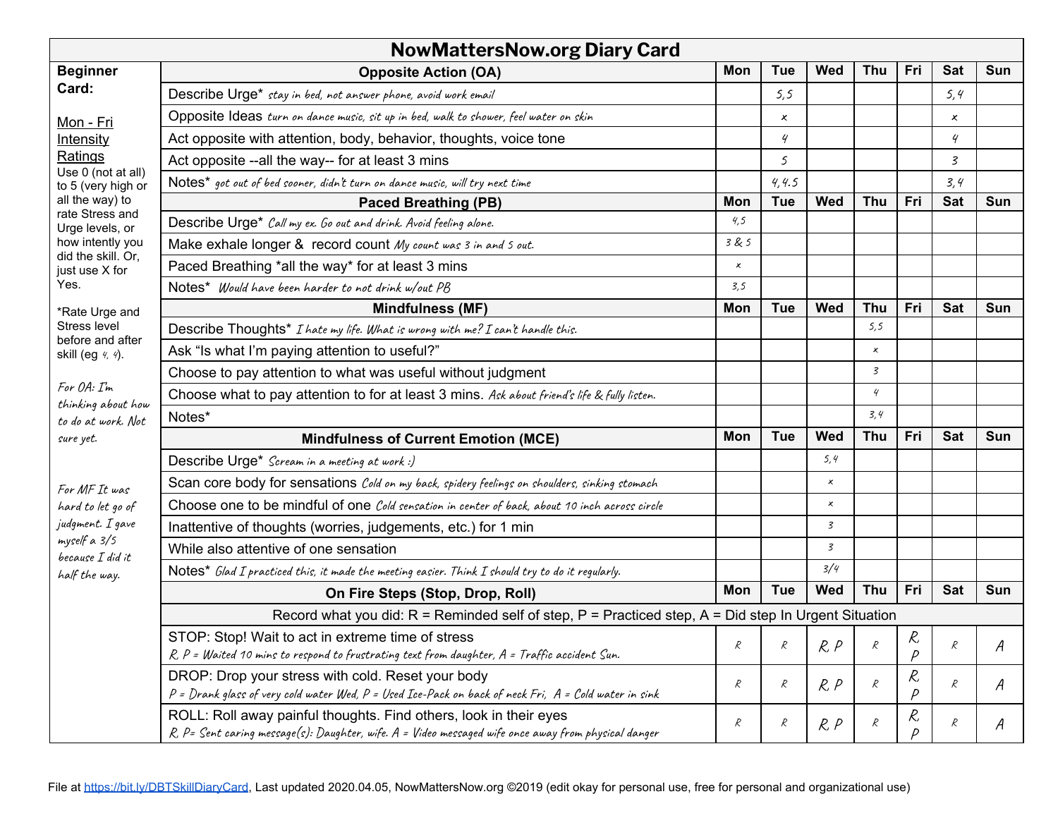# NowMattersNow.org Diary Card

**Beginner Card:**

Mon - Fri Intensity Ratings
Use 0 (not at all) to 5 (very high or all the way) to rate Stress and Urge levels, or how intently you did the skill. Or, just use X for Yes.

*Rate Urge and Stress level before and after skill (eg 4, 4).

*For OA: I'm thinking about how to do at work. Not sure yet.*

*For MF It was hard to let go of judgment. I gave myself a 3/5 because I did it half the way.*

| Opposite Action (OA) | Mon | Tue | Wed | Thu | Fri | Sat | Sun |
|---|---|---|---|---|---|---|---|
| Describe Urge* *stay in bed, not answer phone, avoid work email* | | 5,5 | | | | 5,4 | |
| Opposite Ideas *turn on dance music, sit up in bed, walk to shower, feel water on skin* | | x | | | | x | |
| Act opposite with attention, body, behavior, thoughts, voice tone | | 4 | | | | 4 | |
| Act opposite --all the way-- for at least 3 mins | | 5 | | | | 3 | |
| Notes* *got out of bed sooner, didn't turn on dance music, will try next time* | | 4, 4.5 | | | | 3, 4 | |
| **Paced Breathing (PB)** | **Mon** | **Tue** | **Wed** | **Thu** | **Fri** | **Sat** | **Sun** |
| Describe Urge* *Call my ex. Go out and drink. Avoid feeling alone.* | 4,5 | | | | | | |
| Make exhale longer & record count *My count was 3 in and 5 out.* | 3 & 5 | | | | | | |
| Paced Breathing *all the way* for at least 3 mins | x | | | | | | |
| Notes* *Would have been harder to not drink w/out PB* | 3,5 | | | | | | |
| **Mindfulness (MF)** | **Mon** | **Tue** | **Wed** | **Thu** | **Fri** | **Sat** | **Sun** |
| Describe Thoughts* *I hate my life. What is wrong with me? I can't handle this.* | | | | 5,5 | | | |
| Ask "Is what I'm paying attention to useful?" | | | | x | | | |
| Choose to pay attention to what was useful without judgment | | | | 3 | | | |
| Choose what to pay attention to for at least 3 mins. *Ask about friend's life & fully listen.* | | | | 4 | | | |
| Notes* | | | | 3,4 | | | |
| **Mindfulness of Current Emotion (MCE)** | **Mon** | **Tue** | **Wed** | **Thu** | **Fri** | **Sat** | **Sun** |
| Describe Urge* *Scream in a meeting at work :)* | | | 5,4 | | | | |
| Scan core body for sensations *Cold on my back, spidery feelings on shoulders, sinking stomach* | | | x | | | | |
| Choose one to be mindful of one *Cold sensation in center of back, about 10 inch across circle* | | | x | | | | |
| Inattentive of thoughts (worries, judgements, etc.) for 1 min | | | 3 | | | | |
| While also attentive of one sensation | | | 3 | | | | |
| Notes* *Glad I practiced this, it made the meeting easier. Think I should try to do it regularly.* | | | 3/4 | | | | |
| **On Fire Steps (Stop, Drop, Roll)** | **Mon** | **Tue** | **Wed** | **Thu** | **Fri** | **Sat** | **Sun** |
| Record what you did: R = Reminded self of step, P = Practiced step, A = Did step In Urgent Situation | | | | | | | |
| STOP: Stop! Wait to act in extreme time of stress *R, P = Waited 10 mins to respond to frustrating text from daughter, A = Traffic accident Sun.* | R | R | R, P | R | R, P | R | A |
| DROP: Drop your stress with cold. Reset your body *P = Drank glass of very cold water Wed, P = Used Ice-Pack on back of neck Fri, A = Cold water in sink* | R | R | R, P | R | R, P | R | A |
| ROLL: Roll away painful thoughts. Find others, look in their eyes *R, P= Sent caring message(s): Daughter, wife. A = Video messaged wife once away from physical danger* | R | R | R, P | R | R, P | R | A |

File at https://bit.ly/DBTSkillDiaryCard, Last updated 2020.04.05, NowMattersNow.org ©2019 (edit okay for personal use, free for personal and organizational use)